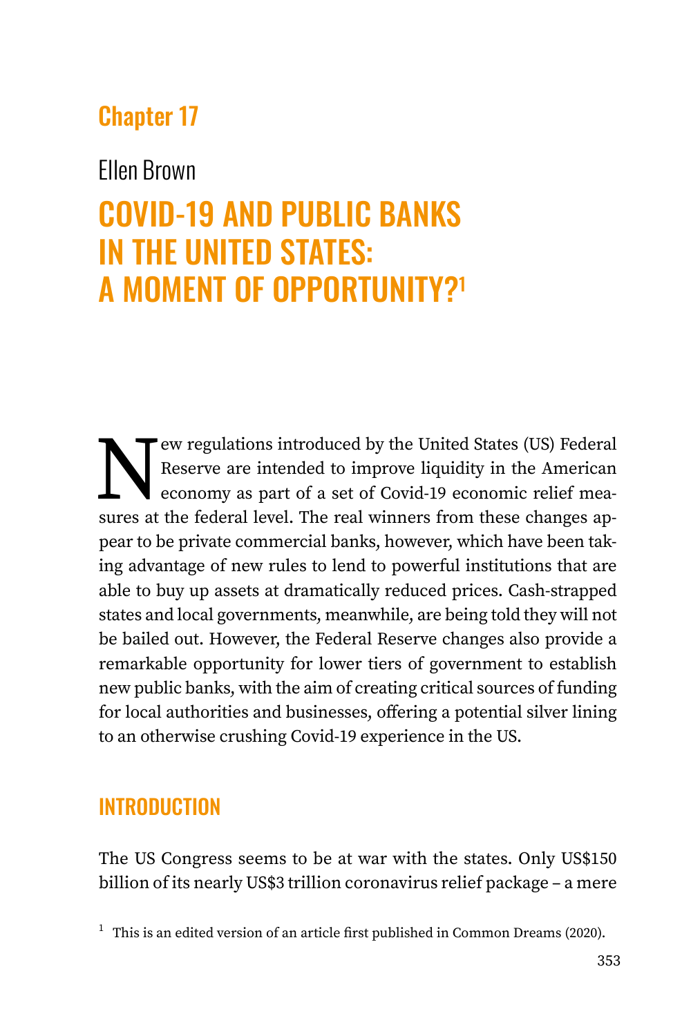## Chapter 17

Ellen Brown

# COVID-19 AND PUBLIC BANKS IN THE UNITED STATES: A MOMENT OF OPPORTUNITY?[1]

New regulations introduced by the United States (US) Federal Reserve are intended to improve liquidity in the American economy as part of a set of Covid-19 economic relief measures at the federal level. The real winners from these changes appear to be private commercial banks, however, which have been taking advantage of new rules to lend to powerful institutions that are able to buy up assets at dramatically reduced prices. Cash-strapped states and local governments, meanwhile, are being told they will not be bailed out. However, the Federal Reserve changes also provide a remarkable opportunity for lower tiers of government to establish new public banks, with the aim of creating critical sources of funding for local authorities and businesses, offering a potential silver lining to an otherwise crushing Covid-19 experience in the US.

## INTRODUCTION

The US Congress seems to be at war with the states. Only US$150 billion of its nearly US$3 trillion coronavirus relief package – a mere

[1] This is an edited version of an article first published in Common Dreams (2020).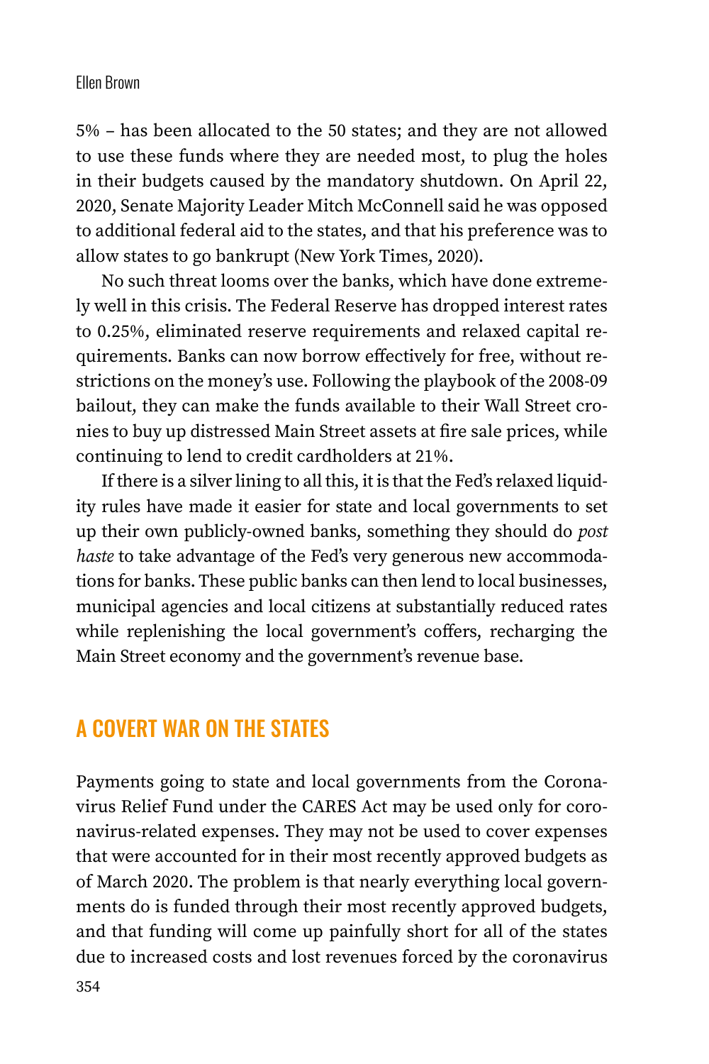5% – has been allocated to the 50 states; and they are not allowed to use these funds where they are needed most, to plug the holes in their budgets caused by the mandatory shutdown. On April 22, 2020, Senate Majority Leader Mitch McConnell said he was opposed to additional federal aid to the states, and that his preference was to allow states to go bankrupt (New York Times, 2020).

No such threat looms over the banks, which have done extremely well in this crisis. The Federal Reserve has dropped interest rates to 0.25%, eliminated reserve requirements and relaxed capital requirements. Banks can now borrow effectively for free, without restrictions on the money's use. Following the playbook of the 2008-09 bailout, they can make the funds available to their Wall Street cronies to buy up distressed Main Street assets at fire sale prices, while continuing to lend to credit cardholders at 21%.

If there is a silver lining to all this, it is that the Fed's relaxed liquidity rules have made it easier for state and local governments to set up their own publicly-owned banks, something they should do *post haste* to take advantage of the Fed's very generous new accommodations for banks. These public banks can then lend to local businesses, municipal agencies and local citizens at substantially reduced rates while replenishing the local government's coffers, recharging the Main Street economy and the government's revenue base.

## A COVERT WAR ON THE STATES

Payments going to state and local governments from the Coronavirus Relief Fund under the CARES Act may be used only for coronavirus-related expenses. They may not be used to cover expenses that were accounted for in their most recently approved budgets as of March 2020. The problem is that nearly everything local governments do is funded through their most recently approved budgets, and that funding will come up painfully short for all of the states due to increased costs and lost revenues forced by the coronavirus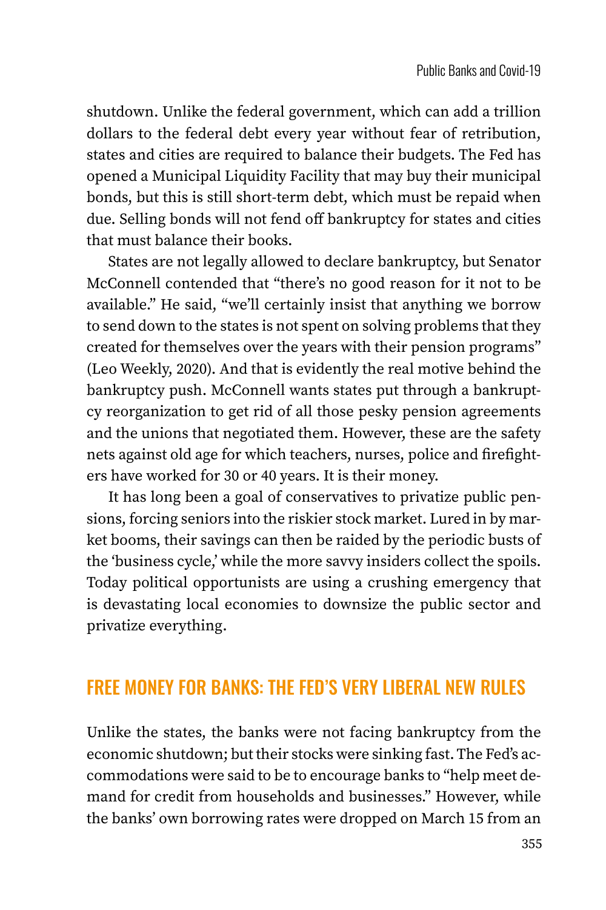shutdown. Unlike the federal government, which can add a trillion dollars to the federal debt every year without fear of retribution, states and cities are required to balance their budgets. The Fed has opened a Municipal Liquidity Facility that may buy their municipal bonds, but this is still short-term debt, which must be repaid when due. Selling bonds will not fend off bankruptcy for states and cities that must balance their books.

States are not legally allowed to declare bankruptcy, but Senator McConnell contended that "there's no good reason for it not to be available." He said, "we'll certainly insist that anything we borrow to send down to the states is not spent on solving problems that they created for themselves over the years with their pension programs" (Leo Weekly, 2020). And that is evidently the real motive behind the bankruptcy push. McConnell wants states put through a bankruptcy reorganization to get rid of all those pesky pension agreements and the unions that negotiated them. However, these are the safety nets against old age for which teachers, nurses, police and firefighters have worked for 30 or 40 years. It is their money.

It has long been a goal of conservatives to privatize public pensions, forcing seniors into the riskier stock market. Lured in by market booms, their savings can then be raided by the periodic busts of the 'business cycle,' while the more savvy insiders collect the spoils. Today political opportunists are using a crushing emergency that is devastating local economies to downsize the public sector and privatize everything.

## FREE MONEY FOR BANKS: THE FED'S VERY LIBERAL NEW RULES

Unlike the states, the banks were not facing bankruptcy from the economic shutdown; but their stocks were sinking fast. The Fed's accommodations were said to be to encourage banks to "help meet demand for credit from households and businesses." However, while the banks' own borrowing rates were dropped on March 15 from an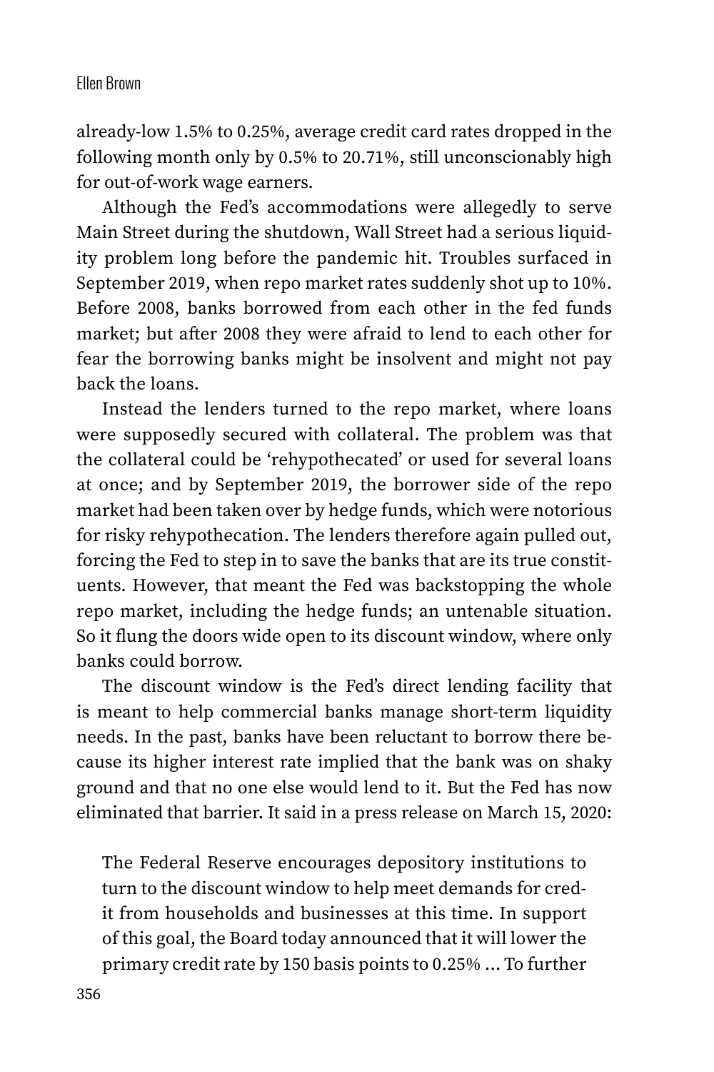already-low 1.5% to 0.25%, average credit card rates dropped in the following month only by 0.5% to 20.71%, still unconscionably high for out-of-work wage earners.

Although the Fed's accommodations were allegedly to serve Main Street during the shutdown, Wall Street had a serious liquidity problem long before the pandemic hit. Troubles surfaced in September 2019, when repo market rates suddenly shot up to 10%. Before 2008, banks borrowed from each other in the fed funds market; but after 2008 they were afraid to lend to each other for fear the borrowing banks might be insolvent and might not pay back the loans.

Instead the lenders turned to the repo market, where loans were supposedly secured with collateral. The problem was that the collateral could be 'rehypothecated' or used for several loans at once; and by September 2019, the borrower side of the repo market had been taken over by hedge funds, which were notorious for risky rehypothecation. The lenders therefore again pulled out, forcing the Fed to step in to save the banks that are its true constituents. However, that meant the Fed was backstopping the whole repo market, including the hedge funds; an untenable situation. So it flung the doors wide open to its discount window, where only banks could borrow.

The discount window is the Fed's direct lending facility that is meant to help commercial banks manage short-term liquidity needs. In the past, banks have been reluctant to borrow there because its higher interest rate implied that the bank was on shaky ground and that no one else would lend to it. But the Fed has now eliminated that barrier. It said in a press release on March 15, 2020:

> The Federal Reserve encourages depository institutions to turn to the discount window to help meet demands for credit from households and businesses at this time. In support of this goal, the Board today announced that it will lower the primary credit rate by 150 basis points to 0.25% … To further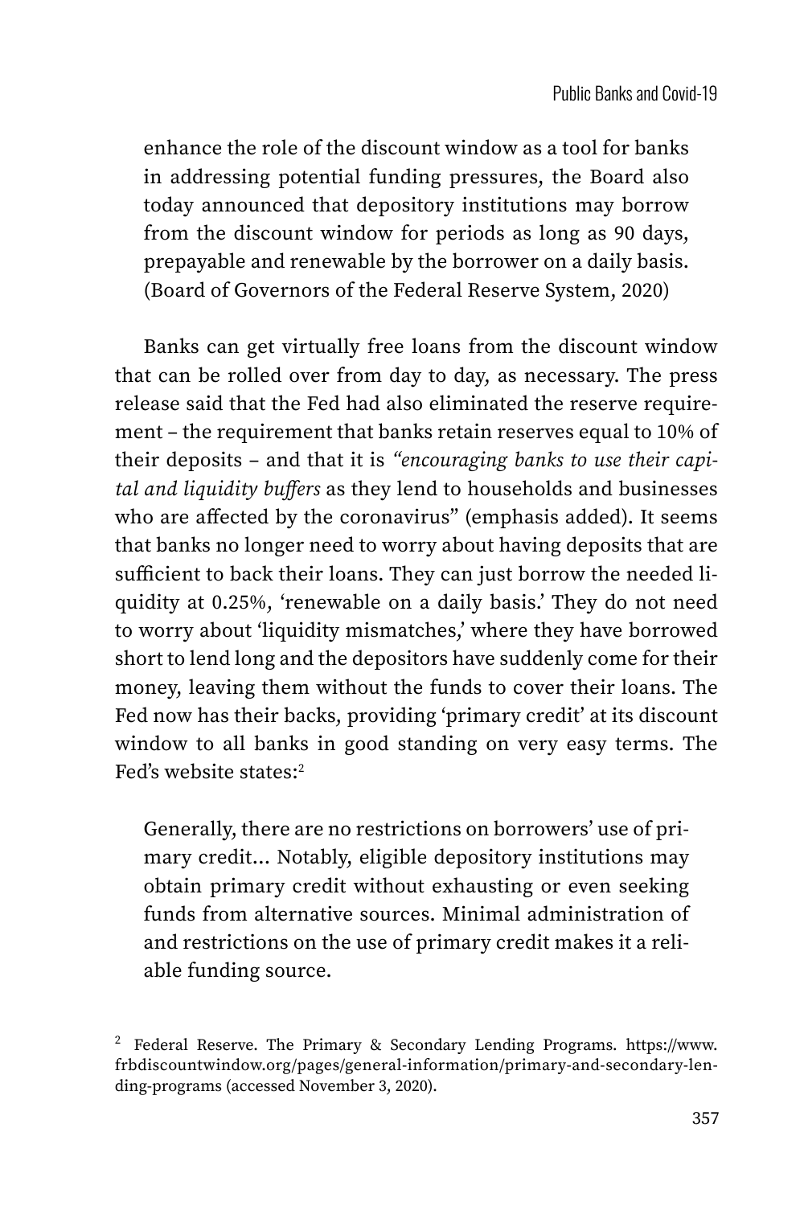> enhance the role of the discount window as a tool for banks in addressing potential funding pressures, the Board also today announced that depository institutions may borrow from the discount window for periods as long as 90 days, prepayable and renewable by the borrower on a daily basis. (Board of Governors of the Federal Reserve System, 2020)

Banks can get virtually free loans from the discount window that can be rolled over from day to day, as necessary. The press release said that the Fed had also eliminated the reserve requirement – the requirement that banks retain reserves equal to 10% of their deposits – and that it is *"encouraging banks to use their capital and liquidity buffers* as they lend to households and businesses who are affected by the coronavirus" (emphasis added). It seems that banks no longer need to worry about having deposits that are sufficient to back their loans. They can just borrow the needed liquidity at 0.25%, 'renewable on a daily basis.' They do not need to worry about 'liquidity mismatches,' where they have borrowed short to lend long and the depositors have suddenly come for their money, leaving them without the funds to cover their loans. The Fed now has their backs, providing 'primary credit' at its discount window to all banks in good standing on very easy terms. The Fed's website states:[2]

> Generally, there are no restrictions on borrowers' use of primary credit… Notably, eligible depository institutions may obtain primary credit without exhausting or even seeking funds from alternative sources. Minimal administration of and restrictions on the use of primary credit makes it a reliable funding source.

[2] Federal Reserve. The Primary & Secondary Lending Programs. https://www.frbdiscountwindow.org/pages/general-information/primary-and-secondary-lending-programs (accessed November 3, 2020).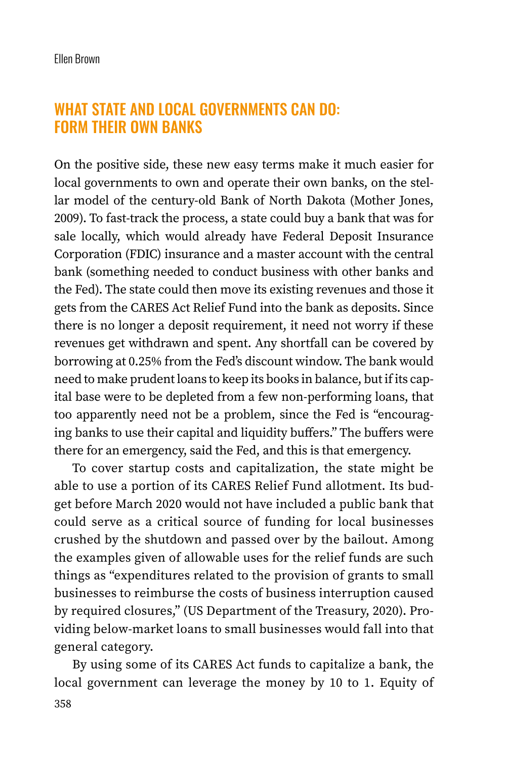## WHAT STATE AND LOCAL GOVERNMENTS CAN DO: FORM THEIR OWN BANKS

On the positive side, these new easy terms make it much easier for local governments to own and operate their own banks, on the stellar model of the century-old Bank of North Dakota (Mother Jones, 2009). To fast-track the process, a state could buy a bank that was for sale locally, which would already have Federal Deposit Insurance Corporation (FDIC) insurance and a master account with the central bank (something needed to conduct business with other banks and the Fed). The state could then move its existing revenues and those it gets from the CARES Act Relief Fund into the bank as deposits. Since there is no longer a deposit requirement, it need not worry if these revenues get withdrawn and spent. Any shortfall can be covered by borrowing at 0.25% from the Fed's discount window. The bank would need to make prudent loans to keep its books in balance, but if its capital base were to be depleted from a few non-performing loans, that too apparently need not be a problem, since the Fed is "encouraging banks to use their capital and liquidity buffers." The buffers were there for an emergency, said the Fed, and this is that emergency.

To cover startup costs and capitalization, the state might be able to use a portion of its CARES Relief Fund allotment. Its budget before March 2020 would not have included a public bank that could serve as a critical source of funding for local businesses crushed by the shutdown and passed over by the bailout. Among the examples given of allowable uses for the relief funds are such things as "expenditures related to the provision of grants to small businesses to reimburse the costs of business interruption caused by required closures," (US Department of the Treasury, 2020). Providing below-market loans to small businesses would fall into that general category.

By using some of its CARES Act funds to capitalize a bank, the local government can leverage the money by 10 to 1. Equity of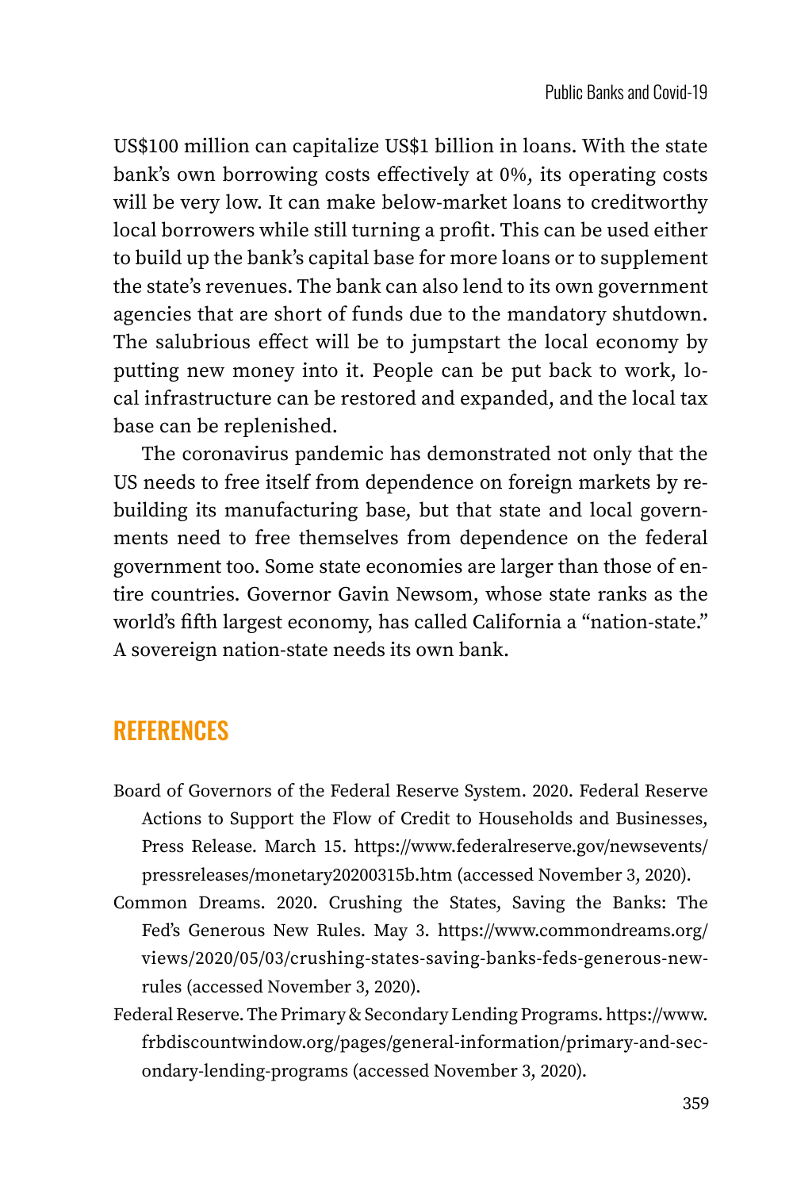US$100 million can capitalize US$1 billion in loans. With the state bank's own borrowing costs effectively at 0%, its operating costs will be very low. It can make below-market loans to creditworthy local borrowers while still turning a profit. This can be used either to build up the bank's capital base for more loans or to supplement the state's revenues. The bank can also lend to its own government agencies that are short of funds due to the mandatory shutdown. The salubrious effect will be to jumpstart the local economy by putting new money into it. People can be put back to work, local infrastructure can be restored and expanded, and the local tax base can be replenished.

The coronavirus pandemic has demonstrated not only that the US needs to free itself from dependence on foreign markets by rebuilding its manufacturing base, but that state and local governments need to free themselves from dependence on the federal government too. Some state economies are larger than those of entire countries. Governor Gavin Newsom, whose state ranks as the world's fifth largest economy, has called California a "nation-state." A sovereign nation-state needs its own bank.

## REFERENCES

Board of Governors of the Federal Reserve System. 2020. Federal Reserve Actions to Support the Flow of Credit to Households and Businesses, Press Release. March 15. https://www.federalreserve.gov/newsevents/pressreleases/monetary20200315b.htm (accessed November 3, 2020).

Common Dreams. 2020. Crushing the States, Saving the Banks: The Fed's Generous New Rules. May 3. https://www.commondreams.org/views/2020/05/03/crushing-states-saving-banks-feds-generous-new-rules (accessed November 3, 2020).

Federal Reserve. The Primary & Secondary Lending Programs. https://www.frbdiscountwindow.org/pages/general-information/primary-and-secondary-lending-programs (accessed November 3, 2020).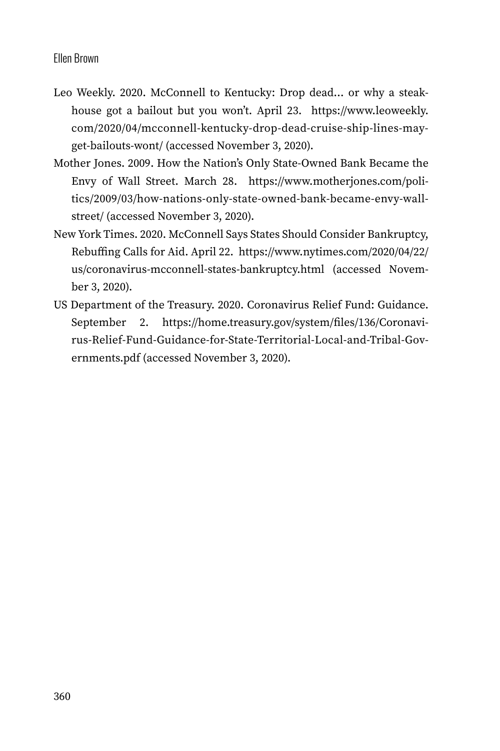Leo Weekly. 2020. McConnell to Kentucky: Drop dead… or why a steakhouse got a bailout but you won't. April 23. https://www.leoweekly.com/2020/04/mcconnell-kentucky-drop-dead-cruise-ship-lines-may-get-bailouts-wont/ (accessed November 3, 2020).

Mother Jones. 2009. How the Nation's Only State-Owned Bank Became the Envy of Wall Street. March 28. https://www.motherjones.com/politics/2009/03/how-nations-only-state-owned-bank-became-envy-wall-street/ (accessed November 3, 2020).

New York Times. 2020. McConnell Says States Should Consider Bankruptcy, Rebuffing Calls for Aid. April 22. https://www.nytimes.com/2020/04/22/us/coronavirus-mcconnell-states-bankruptcy.html (accessed November 3, 2020).

US Department of the Treasury. 2020. Coronavirus Relief Fund: Guidance. September 2. https://home.treasury.gov/system/files/136/Coronavirus-Relief-Fund-Guidance-for-State-Territorial-Local-and-Tribal-Governments.pdf (accessed November 3, 2020).